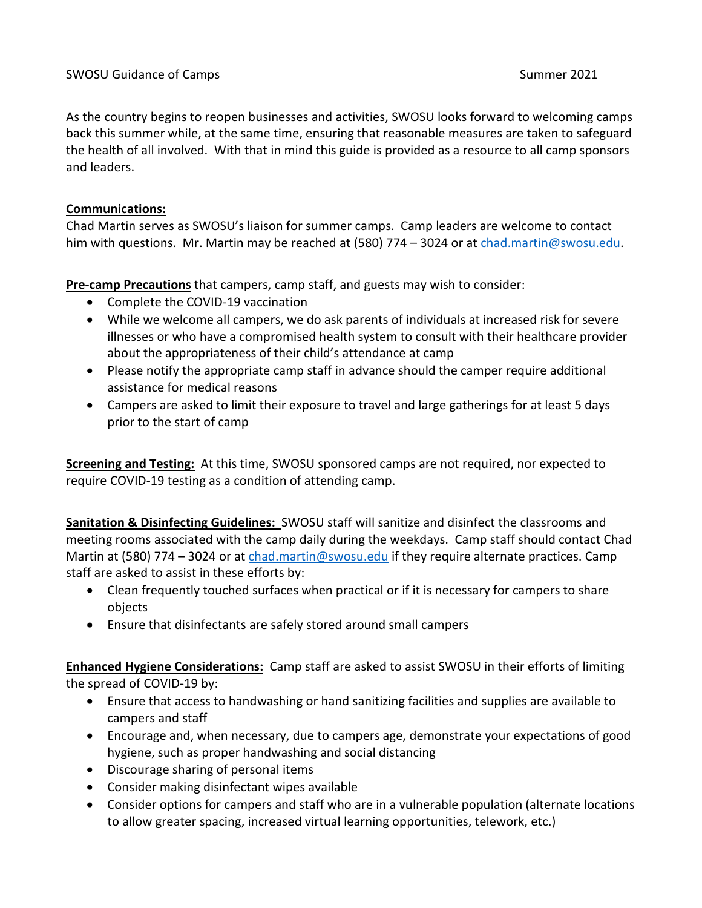SWOSU Guidance of Camps Summer 2021

As the country begins to reopen businesses and activities, SWOSU looks forward to welcoming camps back this summer while, at the same time, ensuring that reasonable measures are taken to safeguard the health of all involved. With that in mind this guide is provided as a resource to all camp sponsors and leaders.

**Communications:**
Chad Martin serves as SWOSU's liaison for summer camps. Camp leaders are welcome to contact him with questions. Mr. Martin may be reached at (580) 774 – 3024 or at chad.martin@swosu.edu.

**Pre-camp Precautions** that campers, camp staff, and guests may wish to consider:

- Complete the COVID-19 vaccination
- While we welcome all campers, we do ask parents of individuals at increased risk for severe illnesses or who have a compromised health system to consult with their healthcare provider about the appropriateness of their child's attendance at camp
- Please notify the appropriate camp staff in advance should the camper require additional assistance for medical reasons
- Campers are asked to limit their exposure to travel and large gatherings for at least 5 days prior to the start of camp

**Screening and Testing:** At this time, SWOSU sponsored camps are not required, nor expected to require COVID-19 testing as a condition of attending camp.

**Sanitation & Disinfecting Guidelines:** SWOSU staff will sanitize and disinfect the classrooms and meeting rooms associated with the camp daily during the weekdays. Camp staff should contact Chad Martin at (580) 774 – 3024 or at chad.martin@swosu.edu if they require alternate practices. Camp staff are asked to assist in these efforts by:

- Clean frequently touched surfaces when practical or if it is necessary for campers to share objects
- Ensure that disinfectants are safely stored around small campers

**Enhanced Hygiene Considerations:** Camp staff are asked to assist SWOSU in their efforts of limiting the spread of COVID-19 by:

- Ensure that access to handwashing or hand sanitizing facilities and supplies are available to campers and staff
- Encourage and, when necessary, due to campers age, demonstrate your expectations of good hygiene, such as proper handwashing and social distancing
- Discourage sharing of personal items
- Consider making disinfectant wipes available
- Consider options for campers and staff who are in a vulnerable population (alternate locations to allow greater spacing, increased virtual learning opportunities, telework, etc.)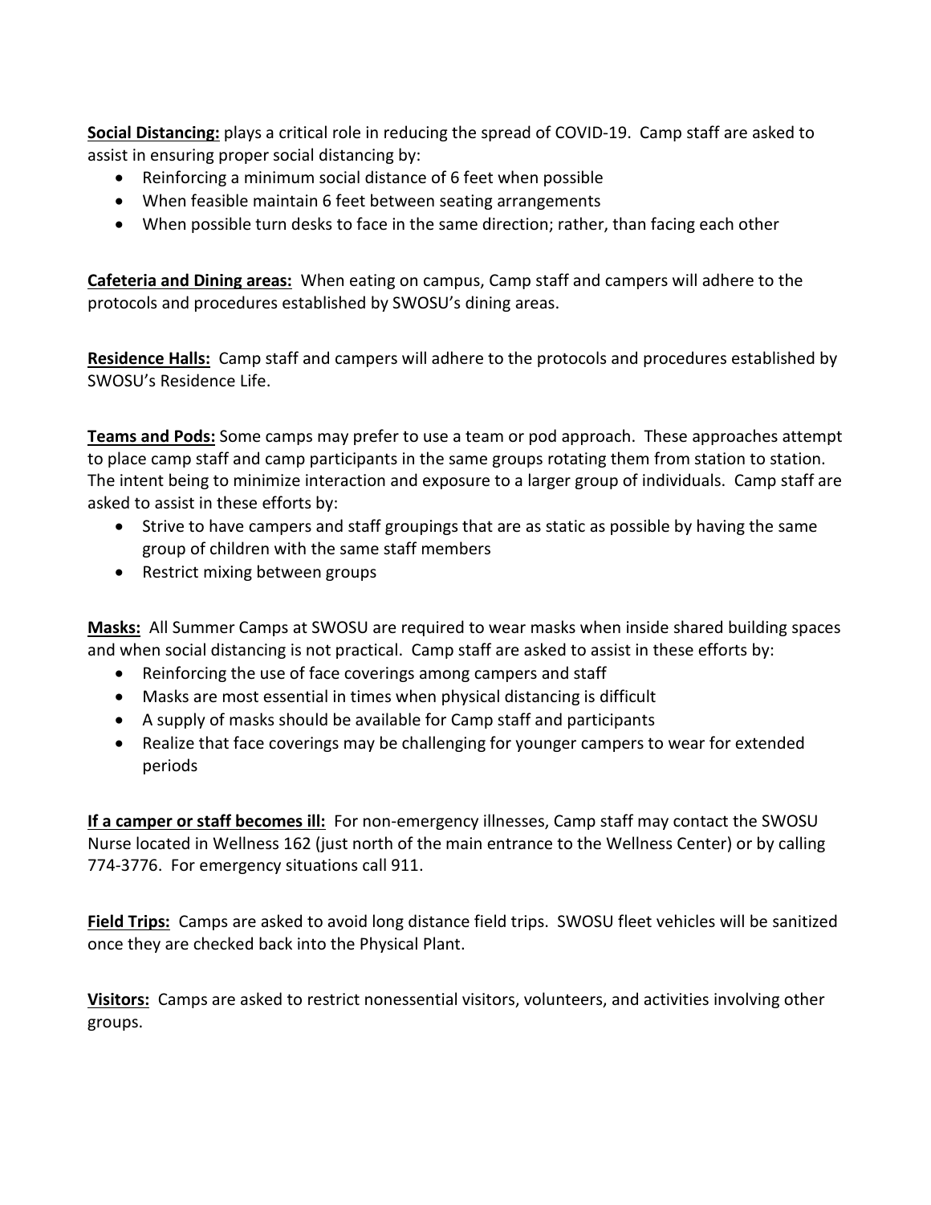**Social Distancing:** plays a critical role in reducing the spread of COVID-19. Camp staff are asked to assist in ensuring proper social distancing by:

- Reinforcing a minimum social distance of 6 feet when possible
- When feasible maintain 6 feet between seating arrangements
- When possible turn desks to face in the same direction; rather, than facing each other

**Cafeteria and Dining areas:** When eating on campus, Camp staff and campers will adhere to the protocols and procedures established by SWOSU's dining areas.

**Residence Halls:** Camp staff and campers will adhere to the protocols and procedures established by SWOSU's Residence Life.

**Teams and Pods:** Some camps may prefer to use a team or pod approach. These approaches attempt to place camp staff and camp participants in the same groups rotating them from station to station. The intent being to minimize interaction and exposure to a larger group of individuals. Camp staff are asked to assist in these efforts by:

- Strive to have campers and staff groupings that are as static as possible by having the same group of children with the same staff members
- Restrict mixing between groups

**Masks:** All Summer Camps at SWOSU are required to wear masks when inside shared building spaces and when social distancing is not practical. Camp staff are asked to assist in these efforts by:

- Reinforcing the use of face coverings among campers and staff
- Masks are most essential in times when physical distancing is difficult
- A supply of masks should be available for Camp staff and participants
- Realize that face coverings may be challenging for younger campers to wear for extended periods

**If a camper or staff becomes ill:** For non-emergency illnesses, Camp staff may contact the SWOSU Nurse located in Wellness 162 (just north of the main entrance to the Wellness Center) or by calling 774-3776. For emergency situations call 911.

**Field Trips:** Camps are asked to avoid long distance field trips. SWOSU fleet vehicles will be sanitized once they are checked back into the Physical Plant.

**Visitors:** Camps are asked to restrict nonessential visitors, volunteers, and activities involving other groups.